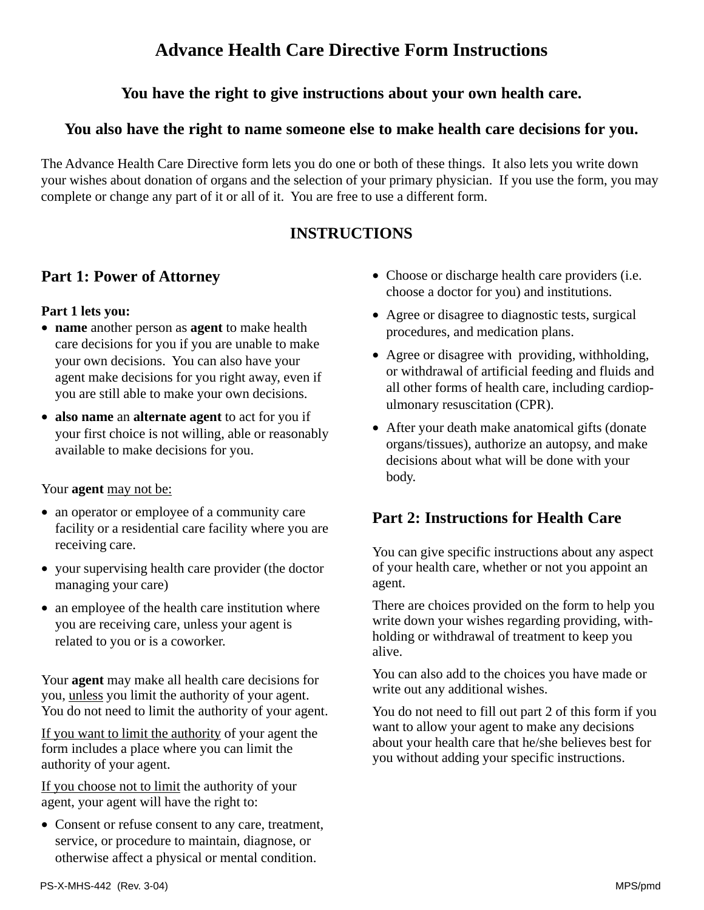# Advance Health Care Directive Form Instructions

### You have the right to give instructions about your own health care.

### You also have the right to name someone else to make health care decisions for you.

The Advance Health Care Directive form lets you do one or both of these things. It also lets you write down your wishes about donation of organs and the selection of your primary physician. If you use the form, you may complete or change any part of it or all of it. You are free to use a different form.

## INSTRUCTIONS

## Part 1: Power of Attorney

**Part 1 lets you:**

- **name** another person as **agent** to make health care decisions for you if you are unable to make your own decisions. You can also have your agent make decisions for you right away, even if you are still able to make your own decisions.
- **also name** an **alternate agent** to act for you if your first choice is not willing, able or reasonably available to make decisions for you.

Your **agent** <u>may not be:</u>

- an operator or employee of a community care facility or a residential care facility where you are receiving care.
- your supervising health care provider (the doctor managing your care)
- an employee of the health care institution where you are receiving care, unless your agent is related to you or is a coworker.

Your **agent** may make all health care decisions for you, <u>unless</u> you limit the authority of your agent. You do not need to limit the authority of your agent.

<u>If you want to limit the authority</u> of your agent the form includes a place where you can limit the authority of your agent.

<u>If you choose not to limit</u> the authority of your agent, your agent will have the right to:

- Consent or refuse consent to any care, treatment, service, or procedure to maintain, diagnose, or otherwise affect a physical or mental condition.
- Choose or discharge health care providers (i.e. choose a doctor for you) and institutions.
- Agree or disagree to diagnostic tests, surgical procedures, and medication plans.
- Agree or disagree with providing, withholding, or withdrawal of artificial feeding and fluids and all other forms of health care, including cardiopulmonary resuscitation (CPR).
- After your death make anatomical gifts (donate organs/tissues), authorize an autopsy, and make decisions about what will be done with your body.

## Part 2: Instructions for Health Care

You can give specific instructions about any aspect of your health care, whether or not you appoint an agent.

There are choices provided on the form to help you write down your wishes regarding providing, withholding or withdrawal of treatment to keep you alive.

You can also add to the choices you have made or write out any additional wishes.

You do not need to fill out part 2 of this form if you want to allow your agent to make any decisions about your health care that he/she believes best for you without adding your specific instructions.

PS-X-MHS-442 (Rev. 3-04) MPS/pmd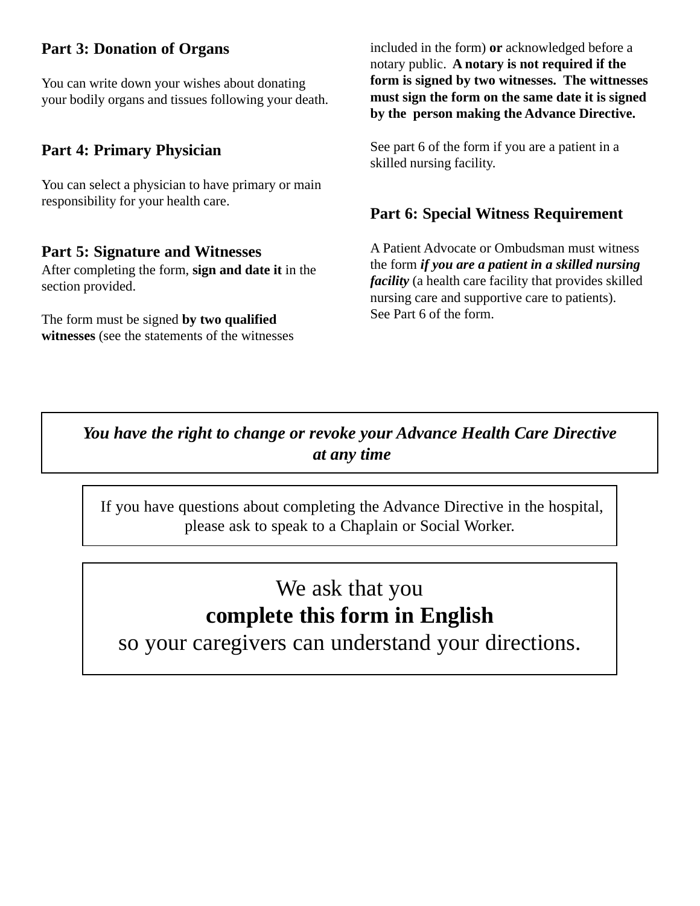## Part 3: Donation of Organs

You can write down your wishes about donating your bodily organs and tissues following your death.

## Part 4: Primary Physician

You can select a physician to have primary or main responsibility for your health care.

## Part 5: Signature and Witnesses

After completing the form, **sign and date it** in the section provided.

The form must be signed **by two qualified witnesses** (see the statements of the witnesses included in the form) **or** acknowledged before a notary public. **A notary is not required if the form is signed by two witnesses. The wittnesses must sign the form on the same date it is signed by the person making the Advance Directive.**

See part 6 of the form if you are a patient in a skilled nursing facility.

## Part 6: Special Witness Requirement

A Patient Advocate or Ombudsman must witness the form ***if you are a patient in a skilled nursing facility*** (a health care facility that provides skilled nursing care and supportive care to patients).
See Part 6 of the form.

***You have the right to change or revoke your Advance Health Care Directive at any time***

If you have questions about completing the Advance Directive in the hospital, please ask to speak to a Chaplain or Social Worker.

We ask that you
**complete this form in English**
so your caregivers can understand your directions.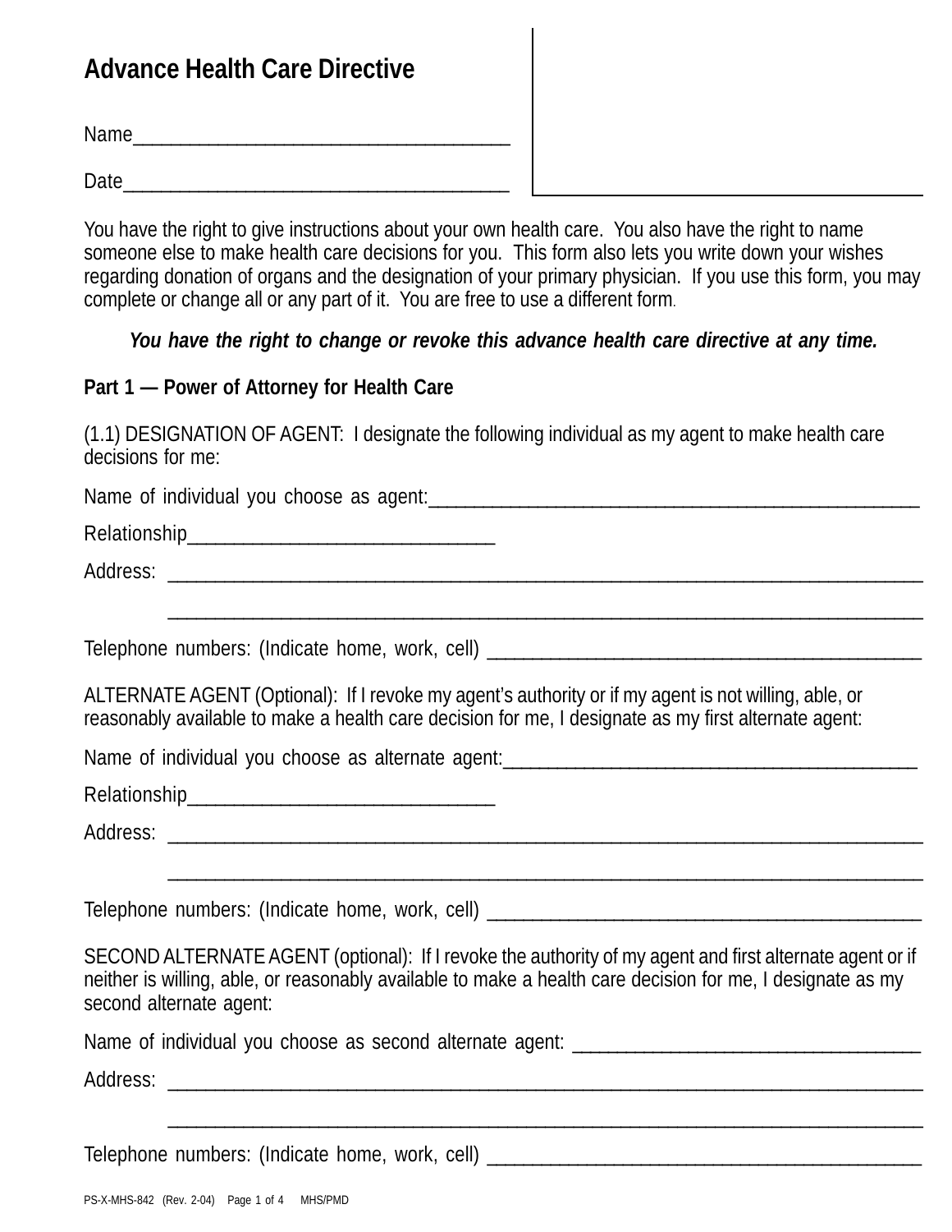# Advance Health Care Directive

Name_____________________________________

Date______________________________________

You have the right to give instructions about your own health care. You also have the right to name someone else to make health care decisions for you. This form also lets you write down your wishes regarding donation of organs and the designation of your primary physician. If you use this form, you may complete or change all or any part of it. You are free to use a different form.

***You have the right to change or revoke this advance health care directive at any time.***

**Part 1 — Power of Attorney for Health Care**

(1.1) DESIGNATION OF AGENT: I designate the following individual as my agent to make health care decisions for me:

Name of individual you choose as agent:_____________________________________________________

Relationship________________________________

Address: ___________________________________________________________________________

___________________________________________________________________________

Telephone numbers: (Indicate home, work, cell) ______________________________________________

ALTERNATE AGENT (Optional): If I revoke my agent's authority or if my agent is not willing, able, or reasonably available to make a health care decision for me, I designate as my first alternate agent:

Name of individual you choose as alternate agent:____________________________________________

Relationship________________________________

Address: ___________________________________________________________________________

___________________________________________________________________________

Telephone numbers: (Indicate home, work, cell) ______________________________________________

SECOND ALTERNATE AGENT (optional): If I revoke the authority of my agent and first alternate agent or if neither is willing, able, or reasonably available to make a health care decision for me, I designate as my second alternate agent:

Name of individual you choose as second alternate agent: ______________________________________

Address: ___________________________________________________________________________

___________________________________________________________________________

Telephone numbers: (Indicate home, work, cell) ______________________________________________

PS-X-MHS-842 (Rev. 2-04) MHS/PMD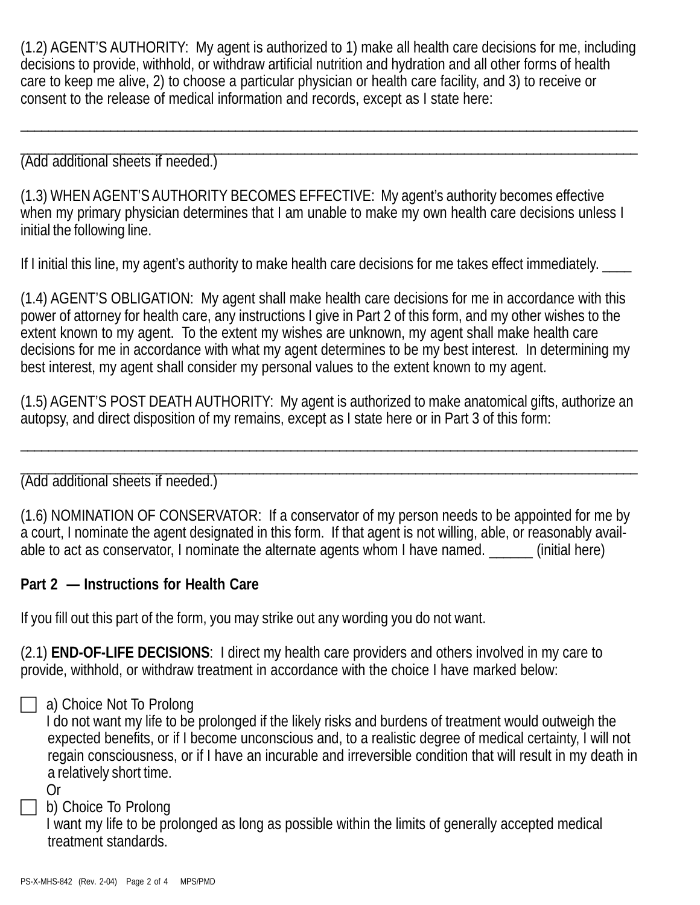(1.2) AGENT'S AUTHORITY: My agent is authorized to 1) make all health care decisions for me, including decisions to provide, withhold, or withdraw artificial nutrition and hydration and all other forms of health care to keep me alive, 2) to choose a particular physician or health care facility, and 3) to receive or consent to the release of medical information and records, except as I state here:

_______________________________________________________________________________

_______________________________________________________________________________

(Add additional sheets if needed.)

(1.3) WHEN AGENT'S AUTHORITY BECOMES EFFECTIVE: My agent's authority becomes effective when my primary physician determines that I am unable to make my own health care decisions unless I initial the following line.

If I initial this line, my agent's authority to make health care decisions for me takes effect immediately. ____

(1.4) AGENT'S OBLIGATION: My agent shall make health care decisions for me in accordance with this power of attorney for health care, any instructions I give in Part 2 of this form, and my other wishes to the extent known to my agent. To the extent my wishes are unknown, my agent shall make health care decisions for me in accordance with what my agent determines to be my best interest. In determining my best interest, my agent shall consider my personal values to the extent known to my agent.

(1.5) AGENT'S POST DEATH AUTHORITY: My agent is authorized to make anatomical gifts, authorize an autopsy, and direct disposition of my remains, except as I state here or in Part 3 of this form:

_______________________________________________________________________________

_______________________________________________________________________________

(Add additional sheets if needed.)

(1.6) NOMINATION OF CONSERVATOR: If a conservator of my person needs to be appointed for me by a court, I nominate the agent designated in this form. If that agent is not willing, able, or reasonably available to act as conservator, I nominate the alternate agents whom I have named. ______ (initial here)

**Part 2 — Instructions for Health Care**

If you fill out this part of the form, you may strike out any wording you do not want.

(2.1) **END-OF-LIFE DECISIONS**: I direct my health care providers and others involved in my care to provide, withhold, or withdraw treatment in accordance with the choice I have marked below:

☐ a) Choice Not To Prolong
I do not want my life to be prolonged if the likely risks and burdens of treatment would outweigh the expected benefits, or if I become unconscious and, to a realistic degree of medical certainty, I will not regain consciousness, or if I have an incurable and irreversible condition that will result in my death in a relatively short time.

Or

☐ b) Choice To Prolong
I want my life to be prolonged as long as possible within the limits of generally accepted medical treatment standards.

PS-X-MHS-842 (Rev. 2-04) MPS/PMD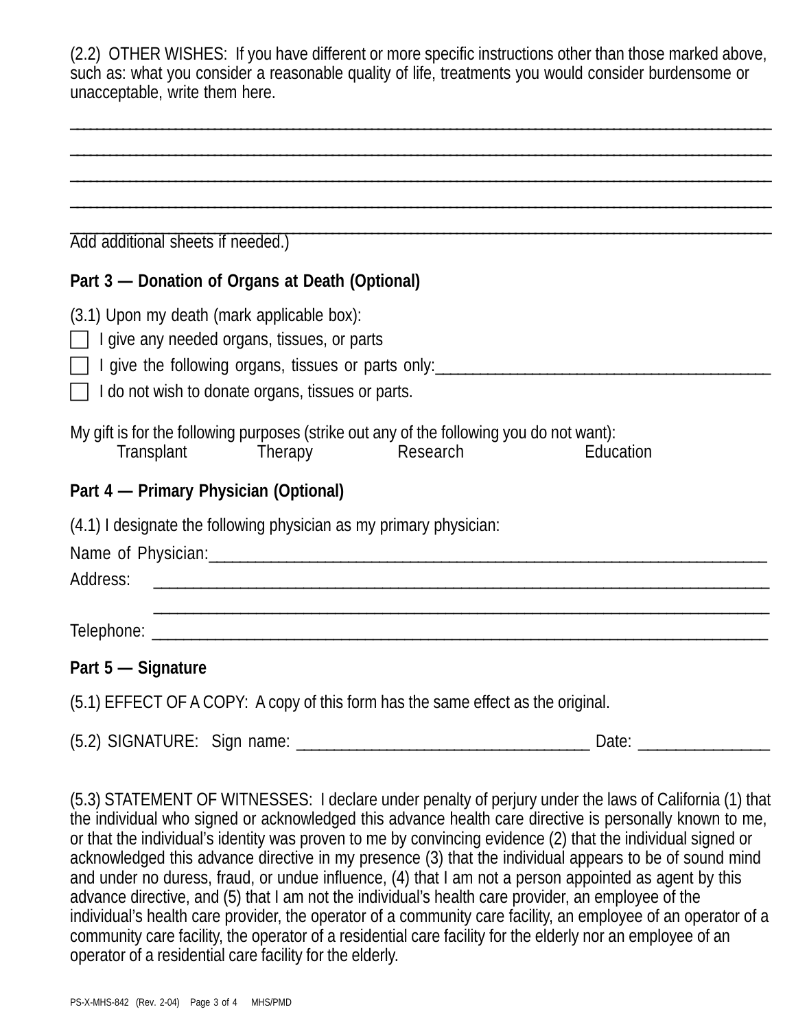(2.2) OTHER WISHES: If you have different or more specific instructions other than those marked above, such as: what you consider a reasonable quality of life, treatments you would consider burdensome or unacceptable, write them here.

______________________________________________________________________________________________

______________________________________________________________________________________________

______________________________________________________________________________________________

______________________________________________________________________________________________

______________________________________________________________________________________________

Add additional sheets if needed.)

**Part 3 — Donation of Organs at Death (Optional)**

(3.1) Upon my death (mark applicable box):

☐ I give any needed organs, tissues, or parts

☐ I give the following organs, tissues or parts only:_________________________________________

☐ I do not wish to donate organs, tissues or parts.

My gift is for the following purposes (strike out any of the following you do not want):

Transplant Therapy Research Education

**Part 4 — Primary Physician (Optional)**

(4.1) I designate the following physician as my primary physician:

Name of Physician:___________________________________________________________________

Address: ___________________________________________________________________________

___________________________________________________________________________

Telephone: _________________________________________________________________________

**Part 5 — Signature**

(5.1) EFFECT OF A COPY: A copy of this form has the same effect as the original.

(5.2) SIGNATURE: Sign name: ____________________________________ Date: ________________

(5.3) STATEMENT OF WITNESSES: I declare under penalty of perjury under the laws of California (1) that the individual who signed or acknowledged this advance health care directive is personally known to me, or that the individual's identity was proven to me by convincing evidence (2) that the individual signed or acknowledged this advance directive in my presence (3) that the individual appears to be of sound mind and under no duress, fraud, or undue influence, (4) that I am not a person appointed as agent by this advance directive, and (5) that I am not the individual's health care provider, an employee of the individual's health care provider, the operator of a community care facility, an employee of an operator of a community care facility, the operator of a residential care facility for the elderly nor an employee of an operator of a residential care facility for the elderly.

PS-X-MHS-842 (Rev. 2-04) MHS/PMD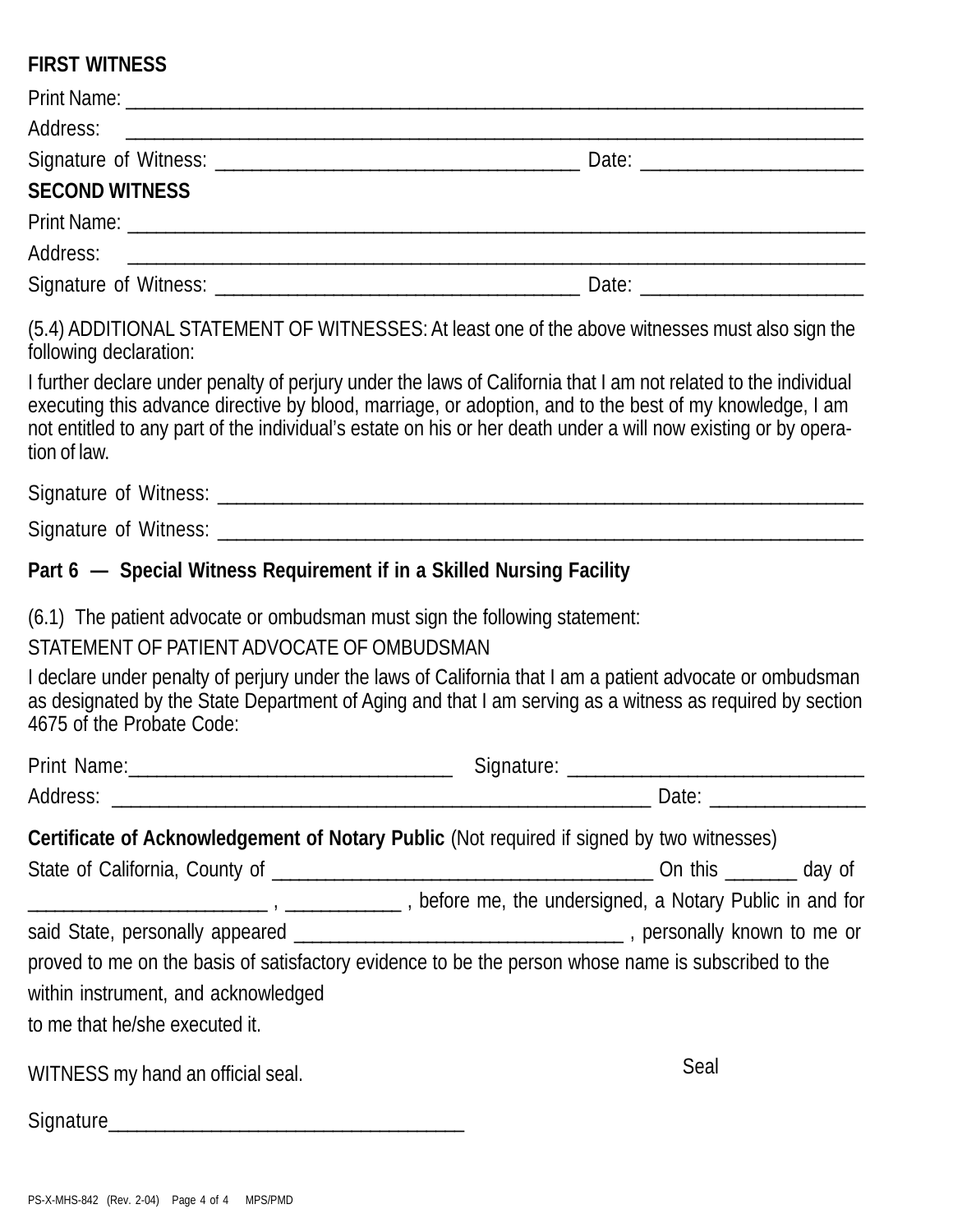**FIRST WITNESS**

Print Name: ___________________________________________________________________________

Address: ___________________________________________________________________________

Signature of Witness: ______________________________________ Date: _____________________

**SECOND WITNESS**

Print Name: ___________________________________________________________________________

Address: ___________________________________________________________________________

Signature of Witness: ______________________________________ Date: _____________________

(5.4) ADDITIONAL STATEMENT OF WITNESSES: At least one of the above witnesses must also sign the following declaration:

I further declare under penalty of perjury under the laws of California that I am not related to the individual executing this advance directive by blood, marriage, or adoption, and to the best of my knowledge, I am not entitled to any part of the individual's estate on his or her death under a will now existing or by operation of law.

Signature of Witness: ___________________________________________________________________

Signature of Witness: ___________________________________________________________________

**Part 6 — Special Witness Requirement if in a Skilled Nursing Facility**

(6.1) The patient advocate or ombudsman must sign the following statement:

STATEMENT OF PATIENT ADVOCATE OF OMBUDSMAN

I declare under penalty of perjury under the laws of California that I am a patient advocate or ombudsman as designated by the State Department of Aging and that I am serving as a witness as required by section 4675 of the Probate Code:

Print Name:________________________________ Signature: ______________________________

Address: _______________________________________________________ Date: _______________

**Certificate of Acknowledgement of Notary Public** (Not required if signed by two witnesses)

State of California, County of _____________________________________ On this _______ day of _______________________ , ___________ , before me, the undersigned, a Notary Public in and for said State, personally appeared ________________________________ , personally known to me or proved to me on the basis of satisfactory evidence to be the person whose name is subscribed to the within instrument, and acknowledged to me that he/she executed it.

WITNESS my hand an official seal.

Seal

Signature___________________________________

PS-X-MHS-842 (Rev. 2-04) MPS/PMD